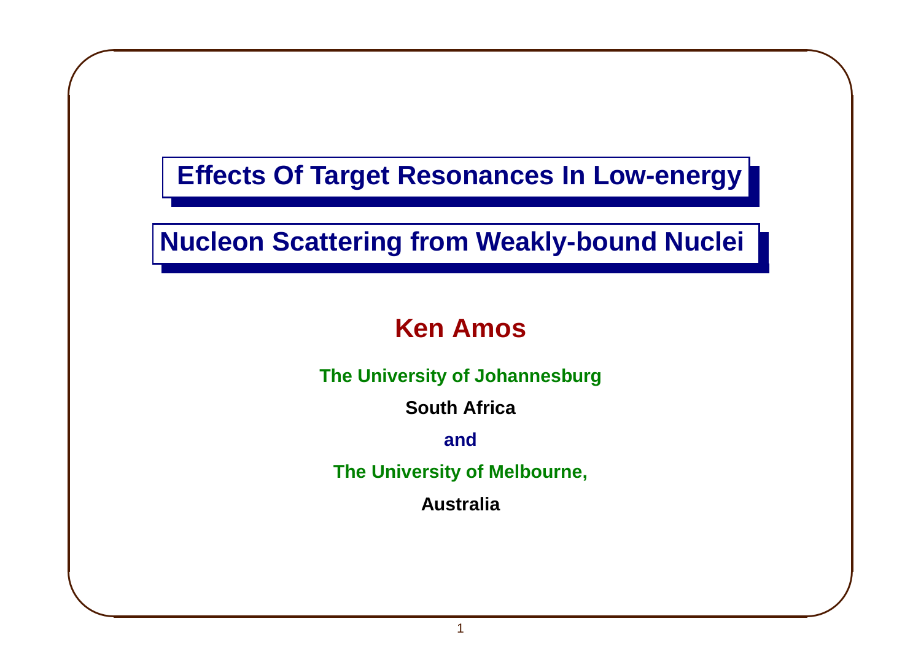# Effects Of Target Resonances In Low-energy Nucleon Scattering from Weakly-bound Nuclei

## Ken Amos

**The University of Johannesburg**

**South Africa**

**and**

**The University of Melbourne,**

**Australia**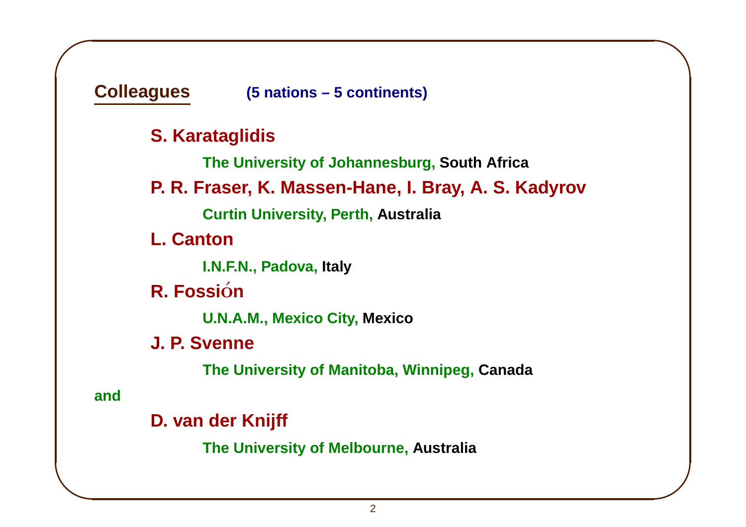## Colleagues (5 nations – 5 continents)

**S. Karataglidis**

The University of Johannesburg, South Africa

**P. R. Fraser, K. Massen-Hane, I. Bray, A. S. Kadyrov**

Curtin University, Perth, Australia

**L. Canton**

I.N.F.N., Padova, Italy

**R. Fossión**

U.N.A.M., Mexico City, Mexico

**J. P. Svenne**

The University of Manitoba, Winnipeg, Canada

and

**D. van der Knijff**

The University of Melbourne, Australia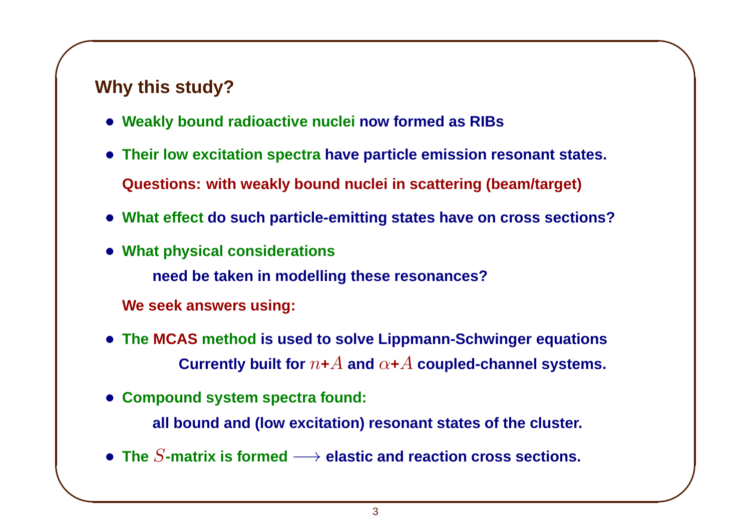## Why this study?

- **Weakly bound radioactive nuclei now formed as RIBs**
- **Their low excitation spectra have particle emission resonant states.**

  **Questions: with weakly bound nuclei in scattering (beam/target)**

- **What effect do such particle-emitting states have on cross sections?**
- **What physical considerations**

  **need be taken in modelling these resonances?**

  **We seek answers using:**

- **The MCAS method is used to solve Lippmann-Schwinger equations**

  **Currently built for $n$+$A$ and $\alpha$+$A$ coupled-channel systems.**

- **Compound system spectra found:**

  **all bound and (low excitation) resonant states of the cluster.**

- **The $S$-matrix is formed $\longrightarrow$ elastic and reaction cross sections.**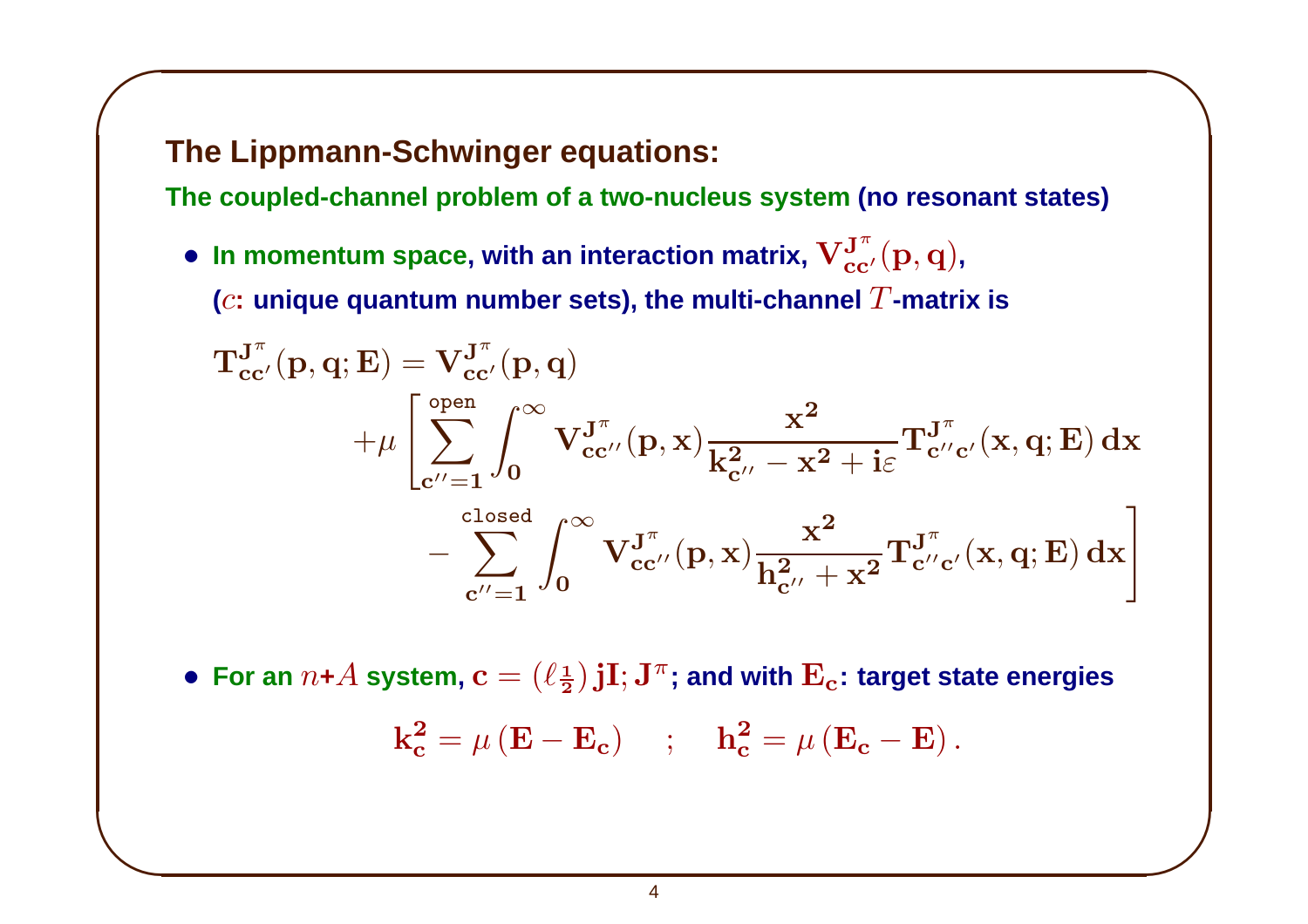## The Lippmann-Schwinger equations:

**The coupled-channel problem of a two-nucleus system (no resonant states)**

- **In momentum space, with an interaction matrix, $\mathbf{V^{J^\pi}_{cc'}(p,q)}$, ($c$: unique quantum number sets), the multi-channel $T$-matrix is**

$$
\begin{aligned}
\mathbf{T^{J^\pi}_{cc'}(p,q;E)} &= \mathbf{V^{J^\pi}_{cc'}(p,q)} \\
&\quad + \mu \left[ \sum_{\mathbf{c''=1}}^{\text{open}} \int_0^\infty \mathbf{V^{J^\pi}_{cc''}(p,x)} \frac{\mathbf{x^2}}{\mathbf{k^2_{c''} - x^2 + i\varepsilon}} \mathbf{T^{J^\pi}_{c''c'}(x,q;E)}\, \mathbf{dx} \right. \\
&\qquad \left. - \sum_{\mathbf{c''=1}}^{\text{closed}} \int_0^\infty \mathbf{V^{J^\pi}_{cc''}(p,x)} \frac{\mathbf{x^2}}{\mathbf{h^2_{c''} + x^2}} \mathbf{T^{J^\pi}_{c''c'}(x,q;E)}\, \mathbf{dx} \right]
\end{aligned}
$$

- **For an $n$+$A$ system, $\mathbf{c} = (\ell \tfrac{1}{2})\, \mathbf{jI; J^\pi}$; and with $\mathbf{E_c}$: target state energies**

$$
\mathbf{k_c^2} = \mu\,(\mathbf{E} - \mathbf{E_c}) \quad ; \quad \mathbf{h_c^2} = \mu\,(\mathbf{E_c} - \mathbf{E})\,.
$$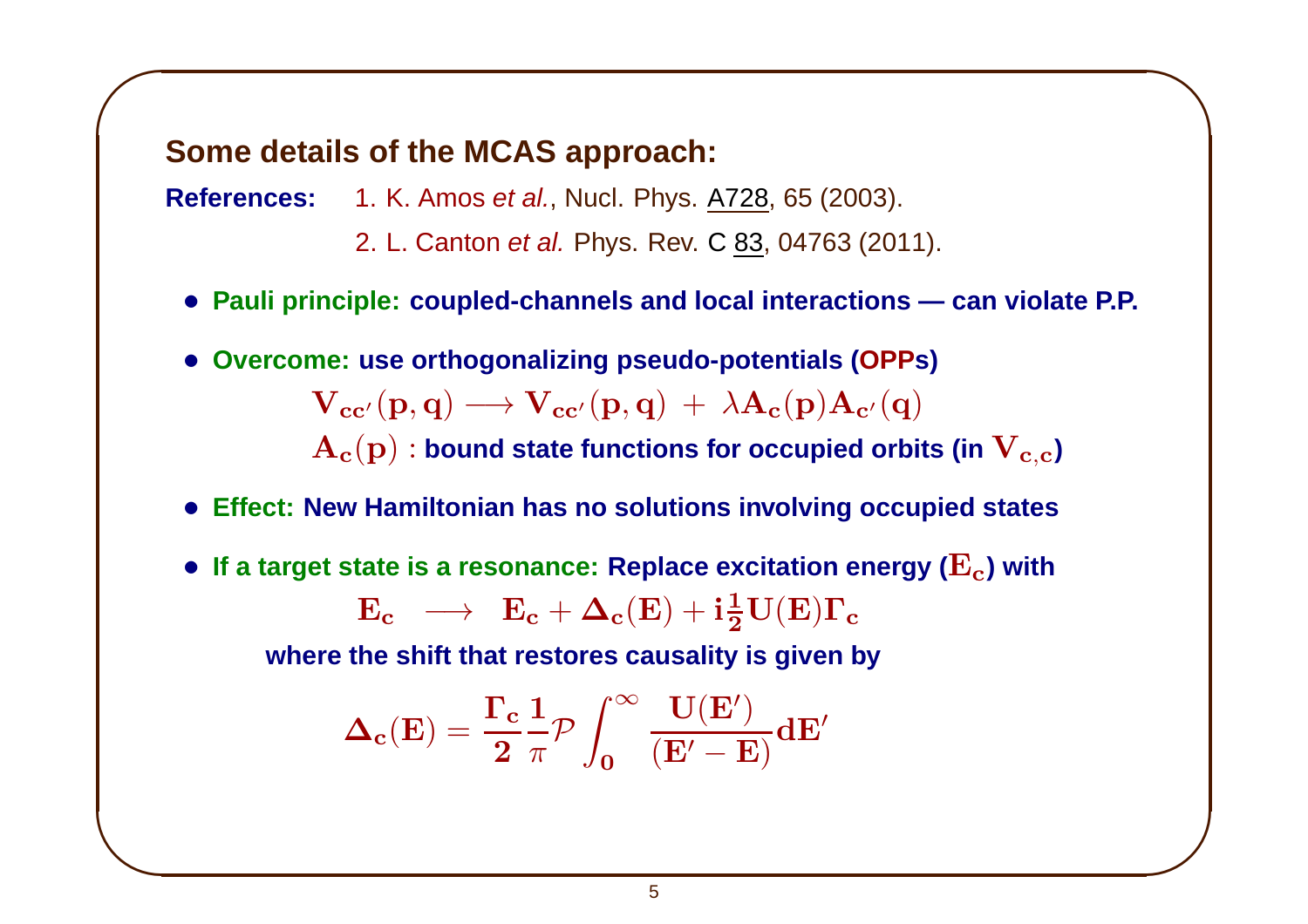## Some details of the MCAS approach:

**References:** 1. K. Amos *et al.*, Nucl. Phys. A728, 65 (2003).

2. L. Canton *et al.* Phys. Rev. C 83, 04763 (2011).

- **Pauli principle: coupled-channels and local interactions — can violate P.P.**
- **Overcome: use orthogonalizing pseudo-potentials (OPPs)**

  $$\mathbf{V_{cc'}(p,q) \longrightarrow V_{cc'}(p,q) \ + \ \lambda A_c(p) A_{c'}(q)}$$

  $\mathbf{A_c(p)}$ **: bound state functions for occupied orbits (in $\mathbf{V_{c,c}}$)**

- **Effect: New Hamiltonian has no solutions involving occupied states**
- **If a target state is a resonance: Replace excitation energy ($\mathbf{E_c}$) with**

  $$\mathbf{E_c \quad \longrightarrow \quad E_c + \Delta_c(E) + i\frac{1}{2} U(E) \Gamma_c}$$

  **where the shift that restores causality is given by**

  $$\mathbf{\Delta_c(E) = \frac{\Gamma_c}{2} \frac{1}{\pi} \mathcal{P} \int_0^{\infty} \frac{U(E')}{(E' - E)} dE'}$$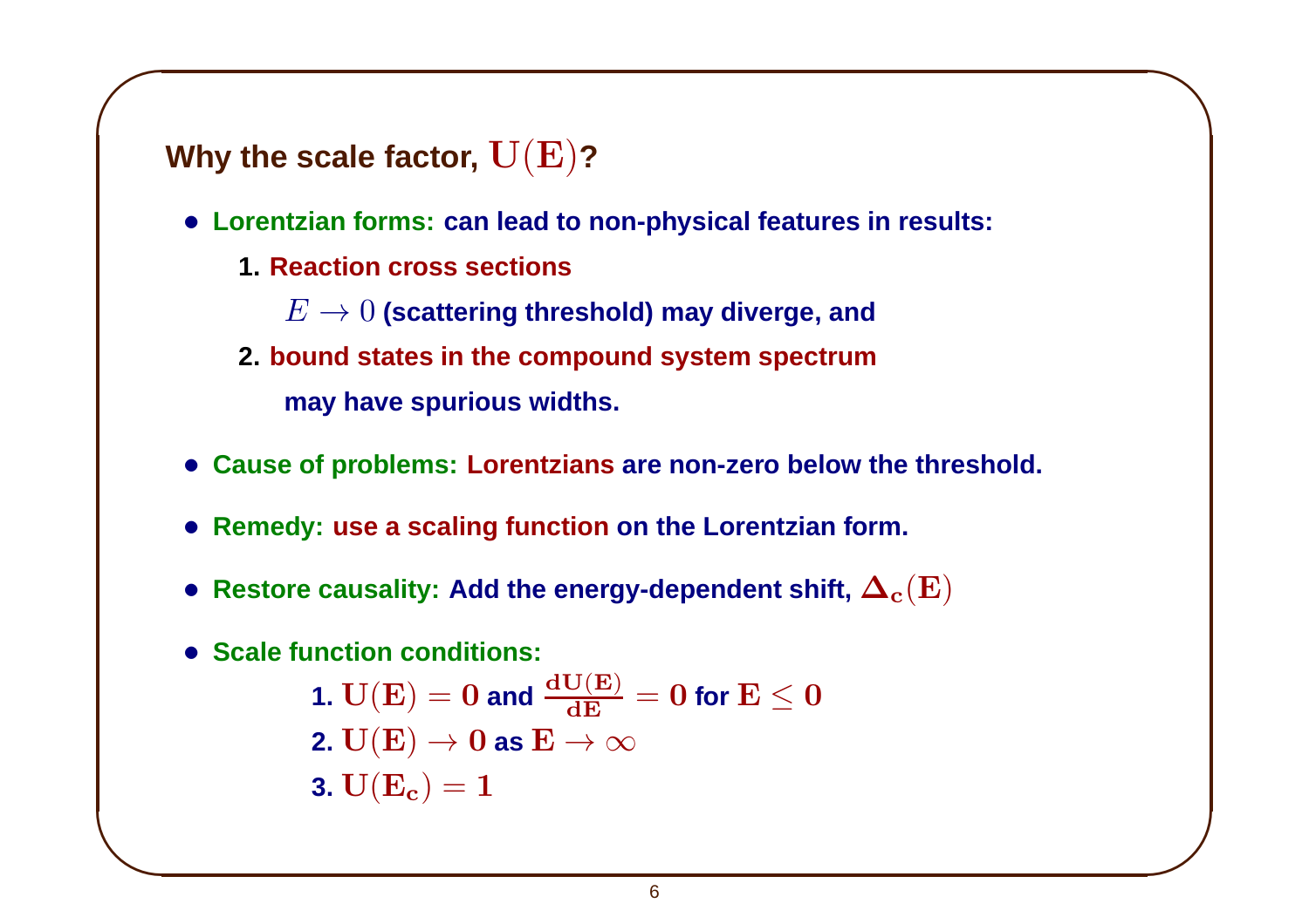## Why the scale factor, $\mathrm{U(E)}$?

- **Lorentzian forms: can lead to non-physical features in results:**

  **1. Reaction cross sections**

  $E \to 0$ **(scattering threshold) may diverge, and**

  **2. bound states in the compound system spectrum**

  **may have spurious widths.**

- **Cause of problems: Lorentzians are non-zero below the threshold.**

- **Remedy: use a scaling function on the Lorentzian form.**

- **Restore causality: Add the energy-dependent shift, $\mathbf{\Delta_c(E)}$**

- **Scale function conditions:**

  **1.** $\mathbf{U(E) = 0}$ **and** $\mathbf{\frac{dU(E)}{dE} = 0}$ **for** $\mathbf{E \leq 0}$

  **2.** $\mathbf{U(E) \to 0}$ **as** $\mathbf{E \to \infty}$

  **3.** $\mathbf{U(E_c) = 1}$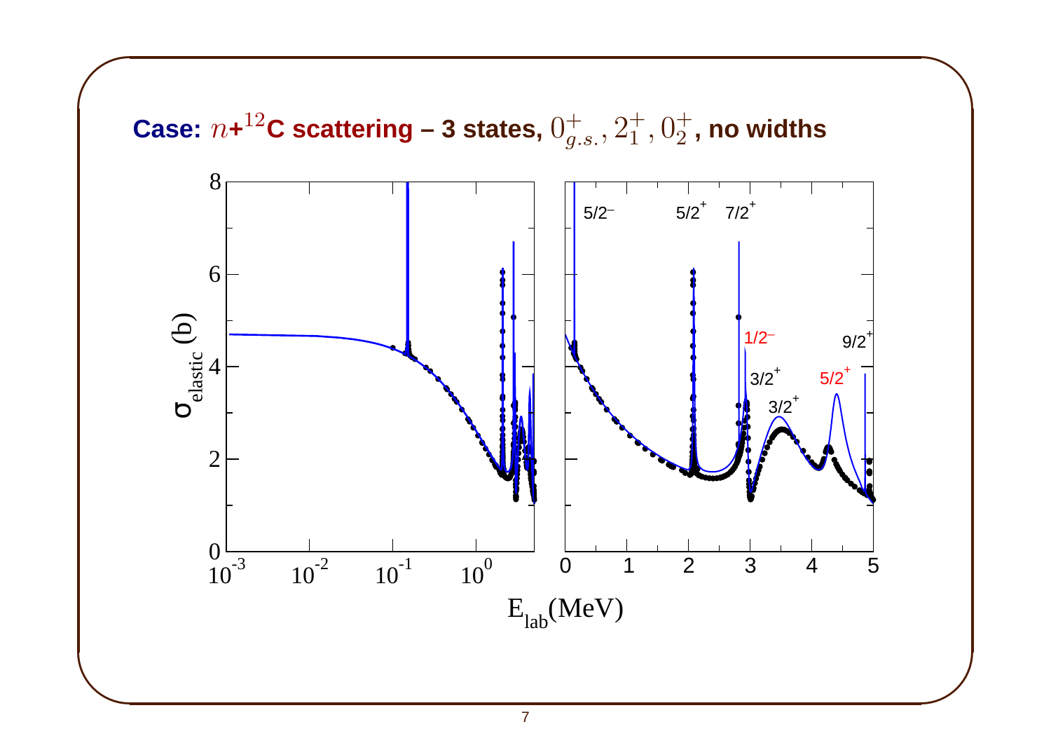## Case: $n$+$^{12}$C scattering – 3 states, $0^+_{g.s.}, 2^+_1, 0^+_2$, no widths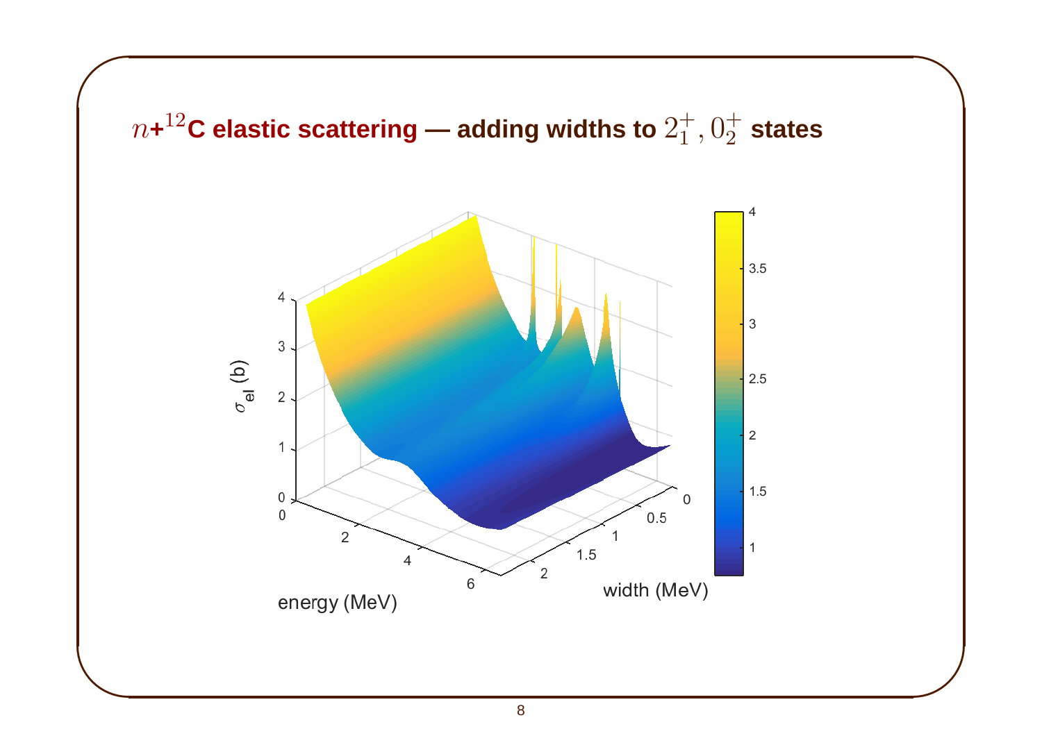## $n$+$^{12}$C elastic scattering — adding widths to $2_1^+, 0_2^+$ states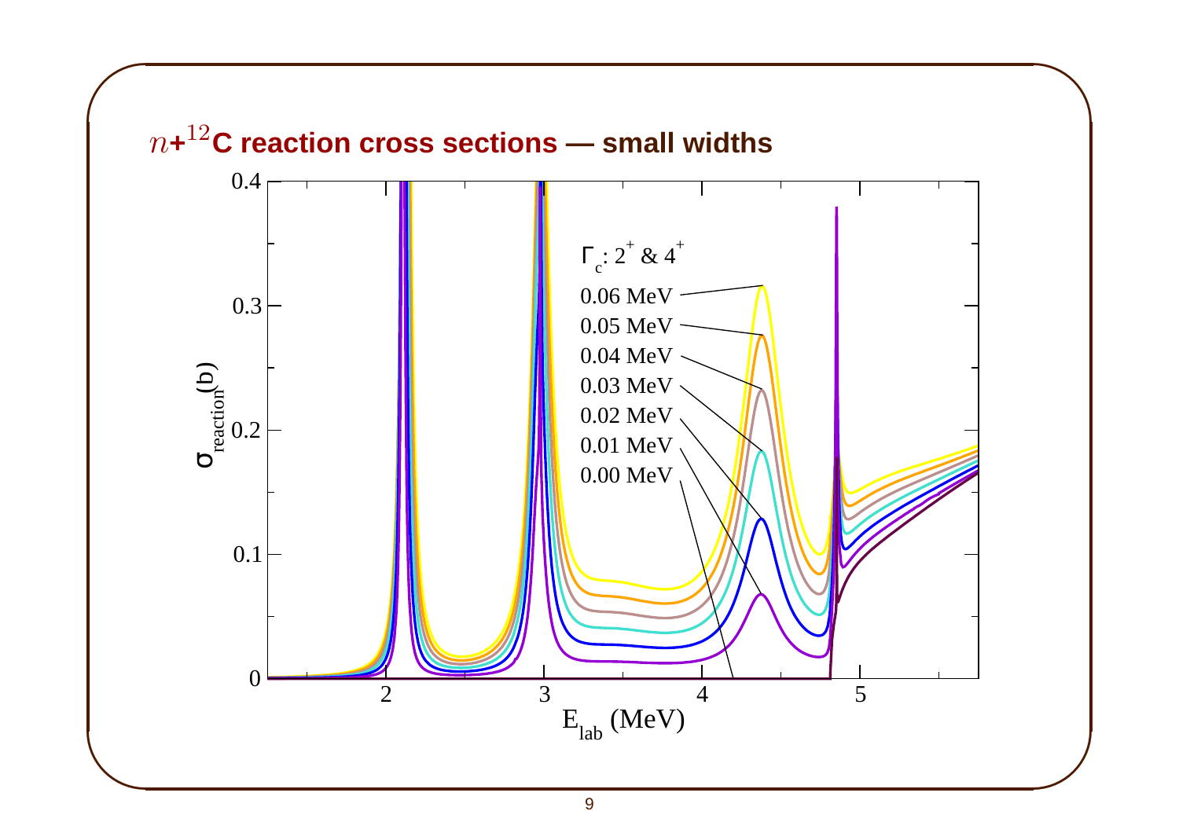## $n$+$^{12}$C reaction cross sections — small widths

$\Gamma_c$: $2^+$ & $4^+$

0.06 MeV
0.05 MeV
0.04 MeV
0.03 MeV
0.02 MeV
0.01 MeV
0.00 MeV

$\sigma_{reaction}$(b)

$E_{lab}$ (MeV)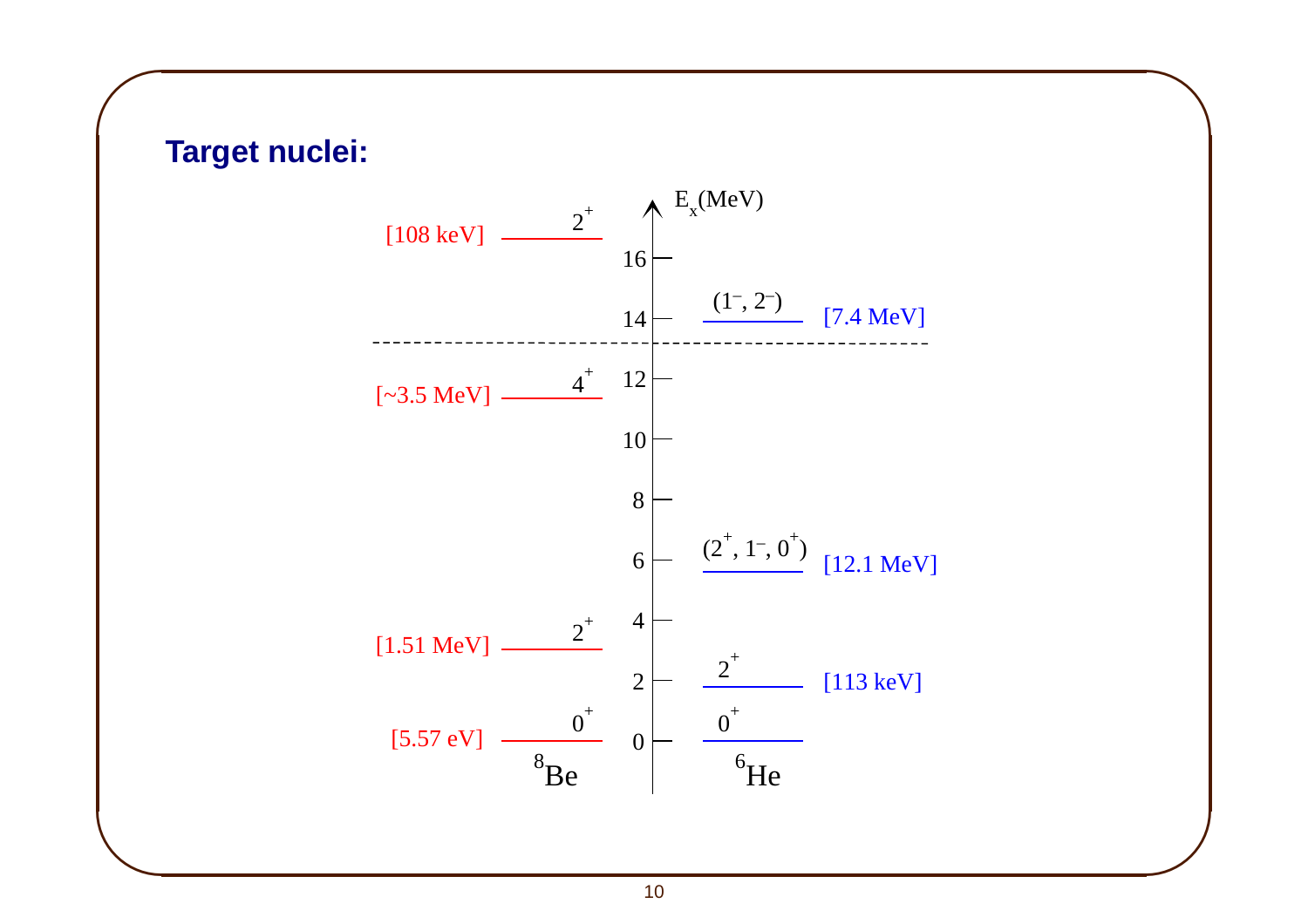## Target nuclei:

$E_x$(MeV)

| $^8$Be level | Width | Approx. $E_x$ (MeV) |
|---|---|---|
| $2^+$ | [108 keV] | above 16 |
| $4^+$ | [~3.5 MeV] | ~11.5 |
| $2^+$ | [1.51 MeV] | ~3 |
| $0^+$ | [5.57 eV] | 0 |

| $^6$He level | Width | Approx. $E_x$ (MeV) |
|---|---|---|
| $(1^-, 2^-)$ | [7.4 MeV] | ~14 |
| $(2^+, 1^-, 0^+)$ | [12.1 MeV] | ~6 |
| $2^+$ | [113 keV] | ~2 |
| $0^+$ | | 0 |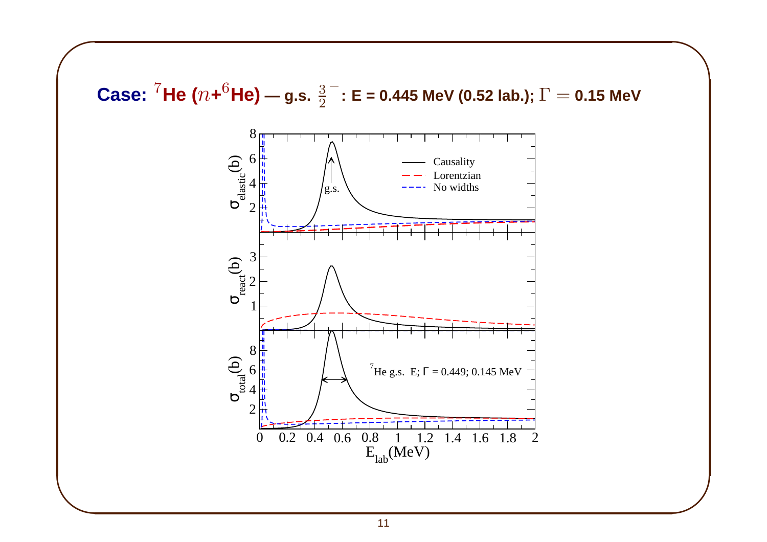**Case: $^{7}$He ($n$+$^{6}$He) — g.s. $\frac{3}{2}^{-}$: E = 0.445 MeV (0.52 lab.); $\Gamma = 0.15$ MeV**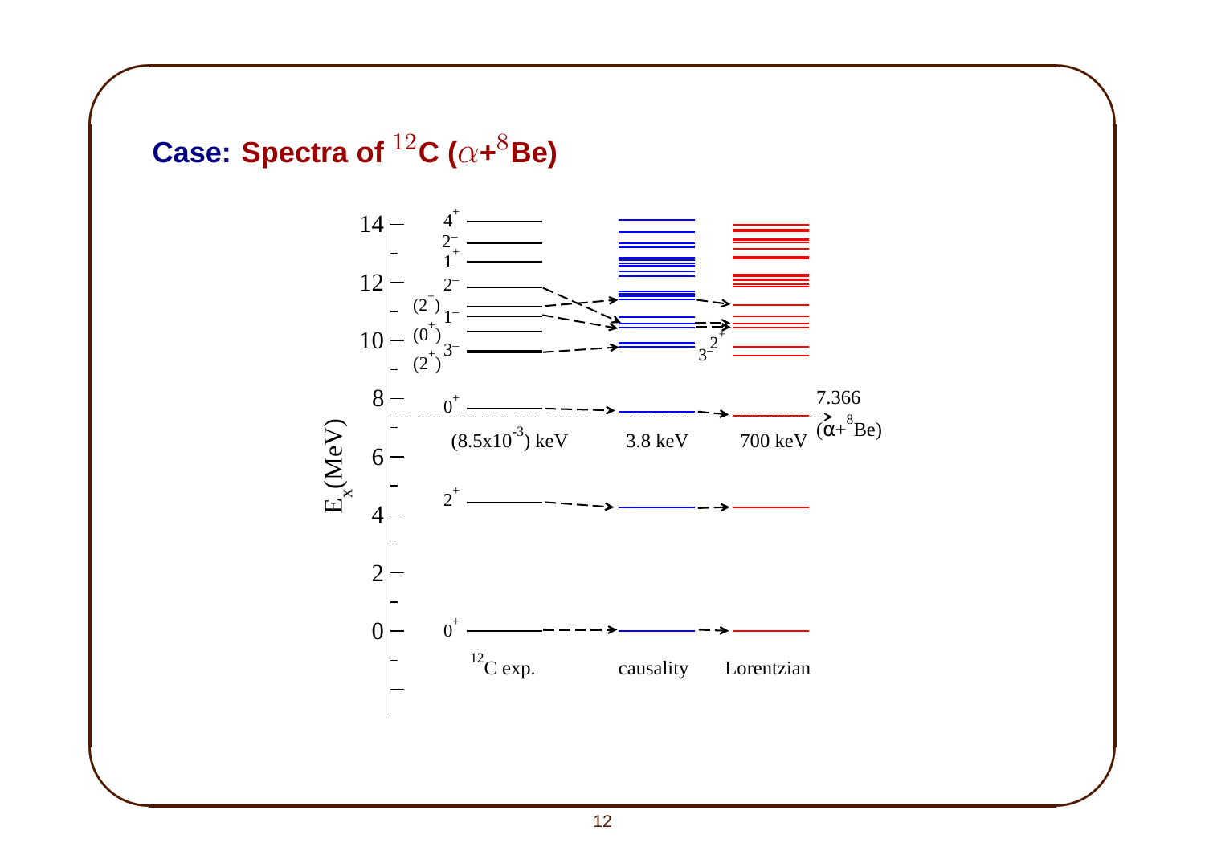## Case: Spectra of $^{12}$C ($\alpha$+$^{8}$Be)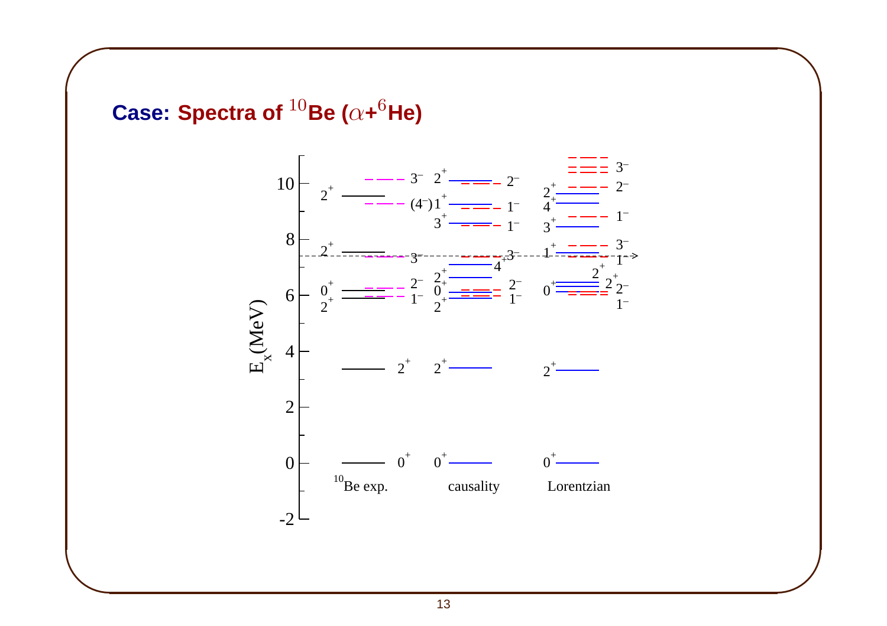## Case: Spectra of $^{10}$Be ($\alpha$+$^{6}$He)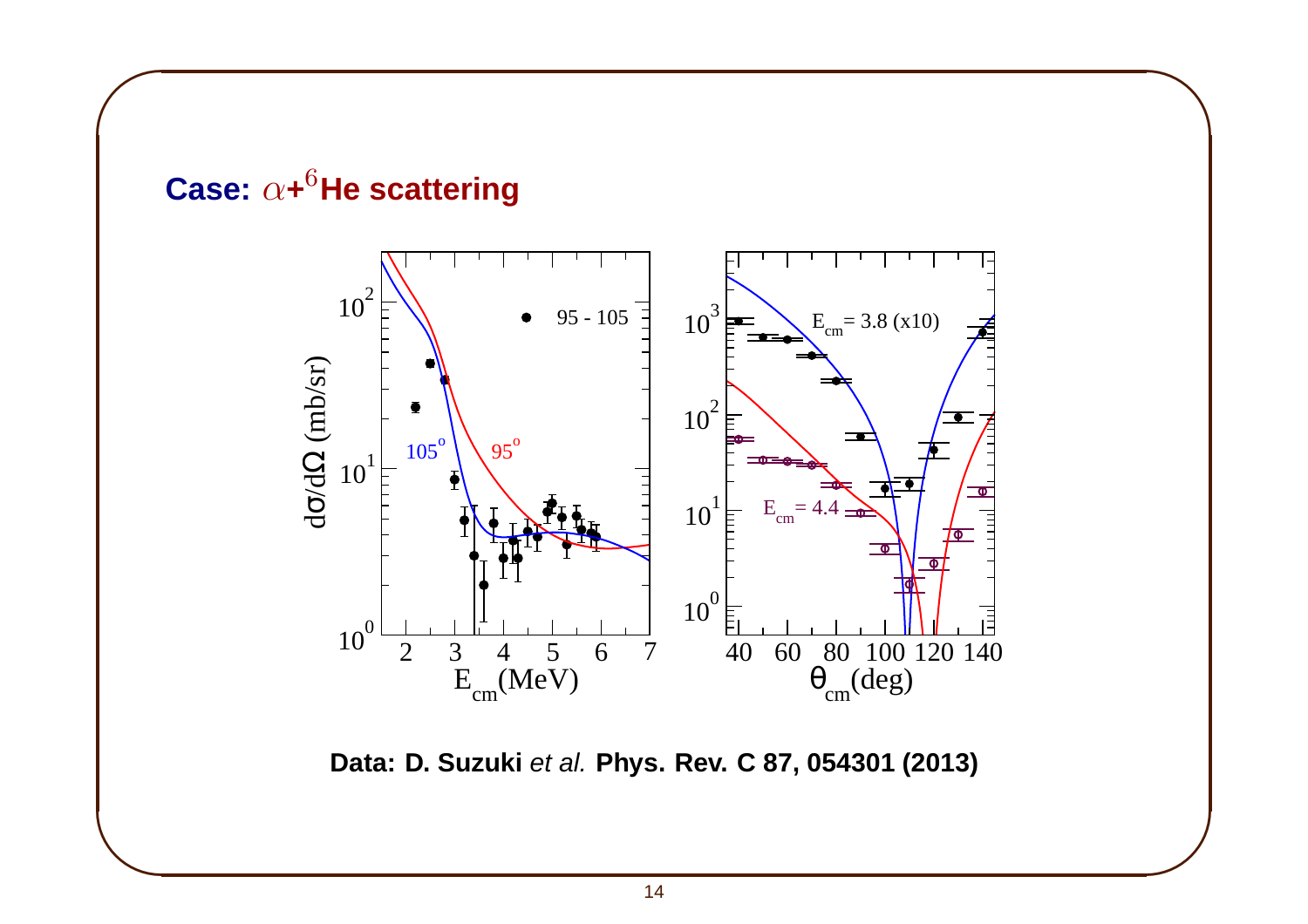## Case: $\alpha$+$^6$He scattering

Data: D. Suzuki *et al.* Phys. Rev. C 87, 054301 (2013)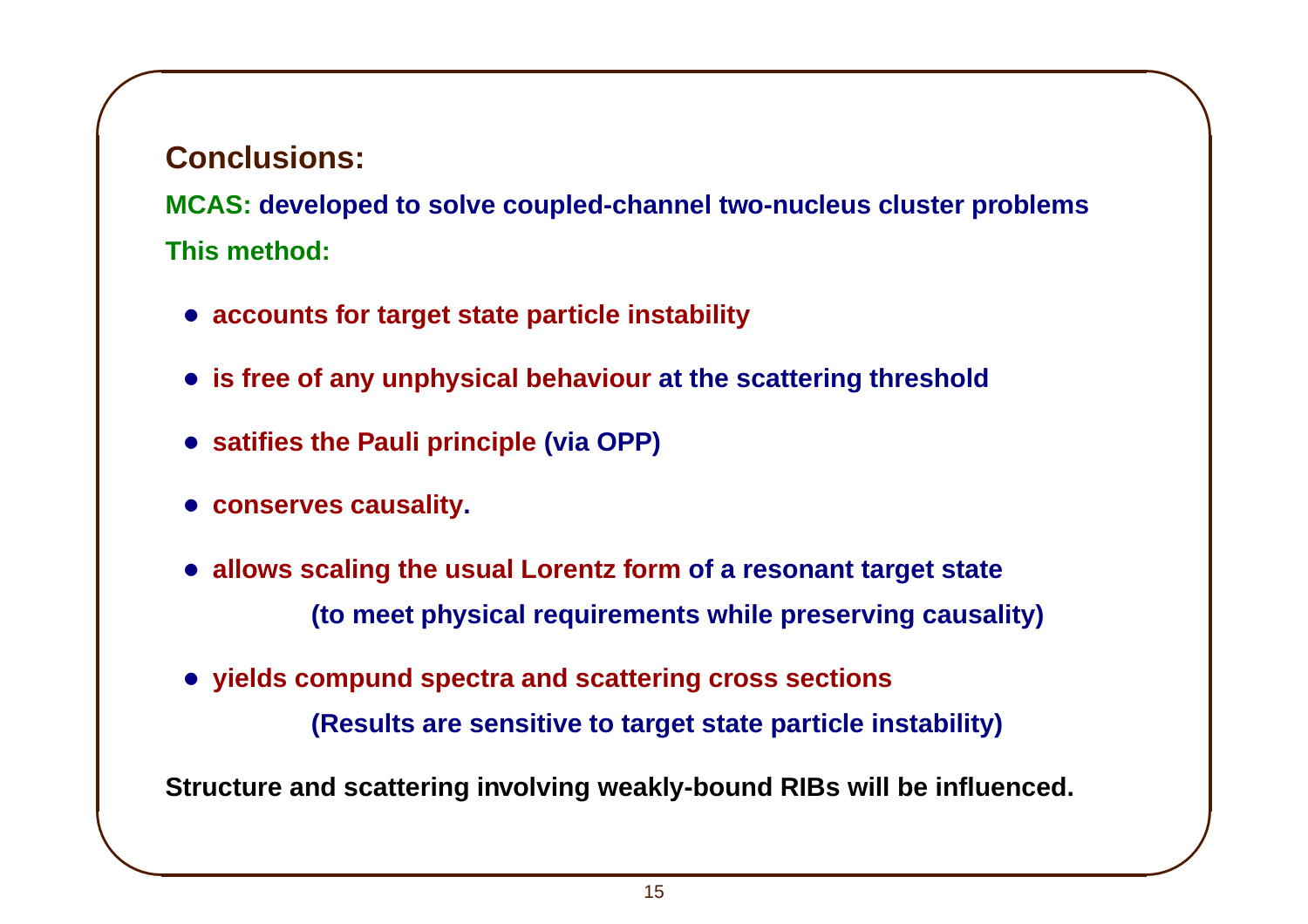## Conclusions:

**MCAS: developed to solve coupled-channel two-nucleus cluster problems**

**This method:**

- **accounts for target state particle instability**
- **is free of any unphysical behaviour at the scattering threshold**
- **satifies the Pauli principle (via OPP)**
- **conserves causality.**
- **allows scaling the usual Lorentz form of a resonant target state**

  **(to meet physical requirements while preserving causality)**
- **yields compund spectra and scattering cross sections**

  **(Results are sensitive to target state particle instability)**

**Structure and scattering involving weakly-bound RIBs will be influenced.**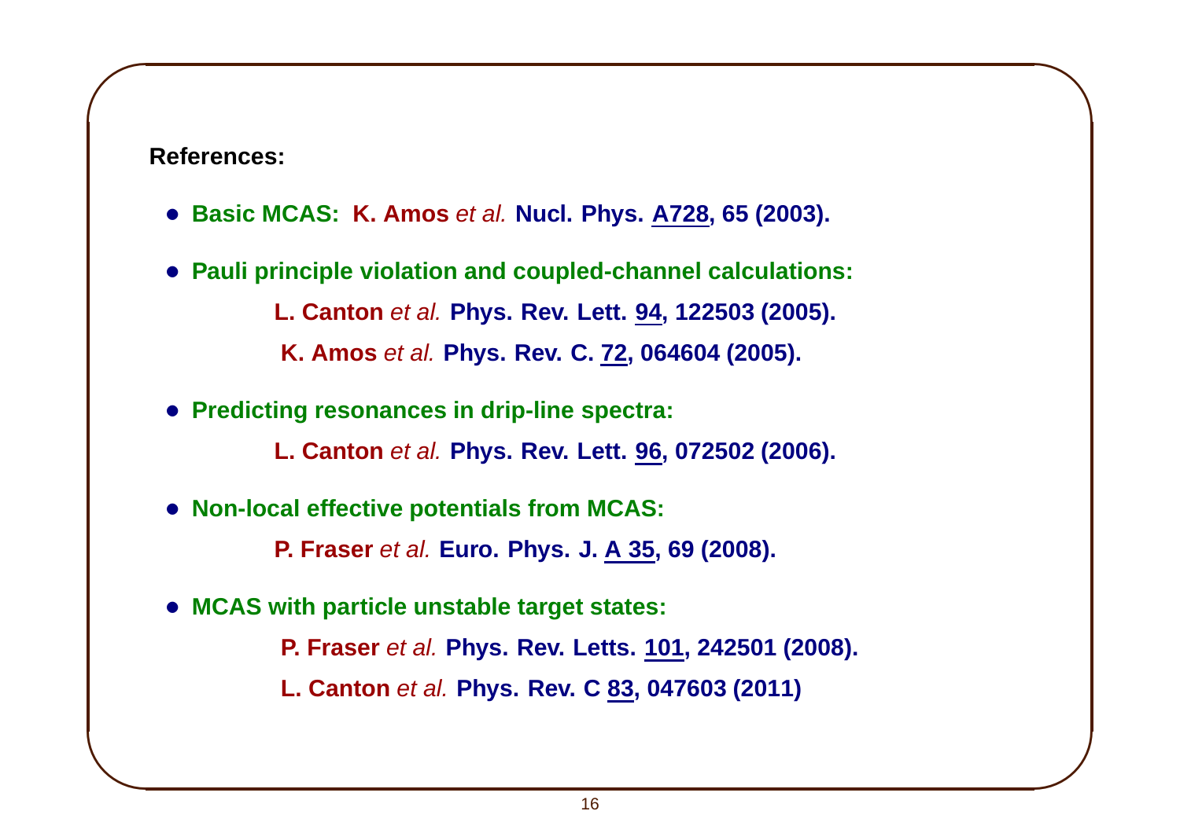**References:**

- **Basic MCAS: K. Amos** *et al.* **Nucl. Phys. <u>A728</u>, 65 (2003).**
- **Pauli principle violation and coupled-channel calculations:**

  **L. Canton** *et al.* **Phys. Rev. Lett. <u>94</u>, 122503 (2005).**

  **K. Amos** *et al.* **Phys. Rev. C. <u>72</u>, 064604 (2005).**
- **Predicting resonances in drip-line spectra:**

  **L. Canton** *et al.* **Phys. Rev. Lett. <u>96</u>, 072502 (2006).**
- **Non-local effective potentials from MCAS:**

  **P. Fraser** *et al.* **Euro. Phys. J. <u>A 35</u>, 69 (2008).**
- **MCAS with particle unstable target states:**

  **P. Fraser** *et al.* **Phys. Rev. Letts. <u>101</u>, 242501 (2008).**

  **L. Canton** *et al.* **Phys. Rev. C <u>83</u>, 047603 (2011)**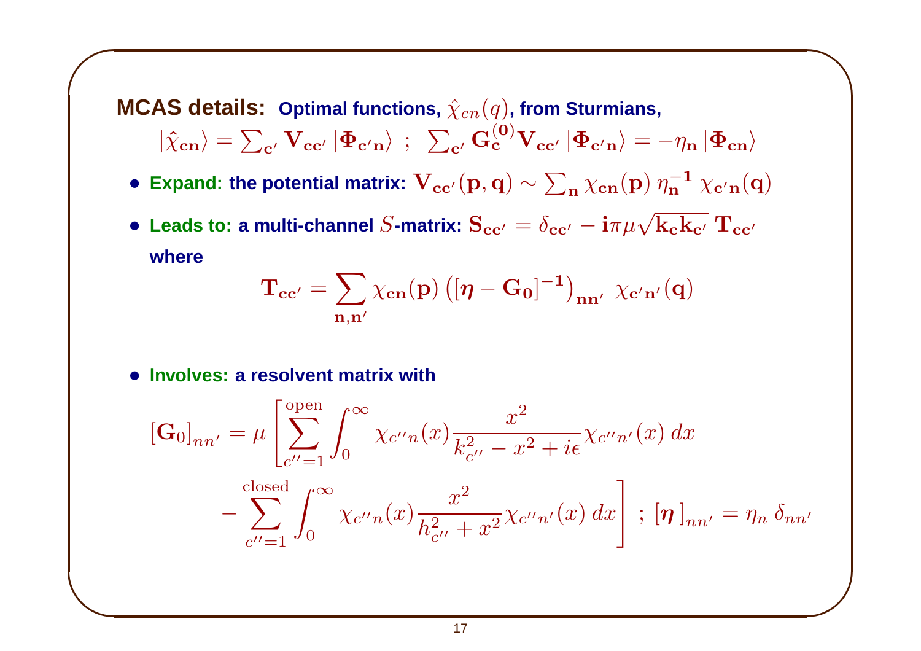**MCAS details:** **Optimal functions, $\hat{\chi}_{cn}(q)$, from Sturmians,**

$$|\hat{\chi}_{\mathbf{cn}}\rangle = \sum_{\mathbf{c}'} \mathbf{V}_{\mathbf{cc}'} \, |\mathbf{\Phi}_{\mathbf{c}'\mathbf{n}}\rangle \;\; ; \;\; \sum_{\mathbf{c}'} \mathbf{G}_{\mathbf{c}}^{(\mathbf{0})} \mathbf{V}_{\mathbf{cc}'} \, |\mathbf{\Phi}_{\mathbf{c}'\mathbf{n}}\rangle = -\eta_{\mathbf{n}} \, |\mathbf{\Phi}_{\mathbf{cn}}\rangle$$

- **Expand:** **the potential matrix:** $\mathbf{V}_{\mathbf{cc}'}(\mathbf{p}, \mathbf{q}) \sim \sum_{\mathbf{n}} \chi_{\mathbf{cn}}(\mathbf{p}) \, \eta_{\mathbf{n}}^{-\mathbf{1}} \, \chi_{\mathbf{c}'\mathbf{n}}(\mathbf{q})$
- **Leads to:** **a multi-channel $S$-matrix:** $\mathbf{S}_{\mathbf{cc}'} = \delta_{\mathbf{cc}'} - \mathbf{i}\pi\mu\sqrt{\mathbf{k}_{\mathbf{c}}\mathbf{k}_{\mathbf{c}'}} \, \mathbf{T}_{\mathbf{cc}'}$

  **where**

$$\mathbf{T}_{\mathbf{cc}'} = \sum_{\mathbf{n},\mathbf{n}'} \chi_{\mathbf{cn}}(\mathbf{p}) \left( [\boldsymbol{\eta} - \mathbf{G_0}]^{-\mathbf{1}} \right)_{\mathbf{nn}'} \; \chi_{\mathbf{c}'\mathbf{n}'}(\mathbf{q})$$

- **Involves:** **a resolvent matrix with**

$$[\mathbf{G}_0]_{nn'} = \mu \left[ \sum_{c''=1}^{\text{open}} \int_0^\infty \chi_{c''n}(x) \frac{x^2}{k_{c''}^2 - x^2 + i\epsilon} \chi_{c''n'}(x) \, dx \right.$$
$$\left. - \sum_{c''=1}^{\text{closed}} \int_0^\infty \chi_{c''n}(x) \frac{x^2}{h_{c''}^2 + x^2} \chi_{c''n'}(x) \, dx \right] \; ; \; [\boldsymbol{\eta}\,]_{nn'} = \eta_n \, \delta_{nn'}$$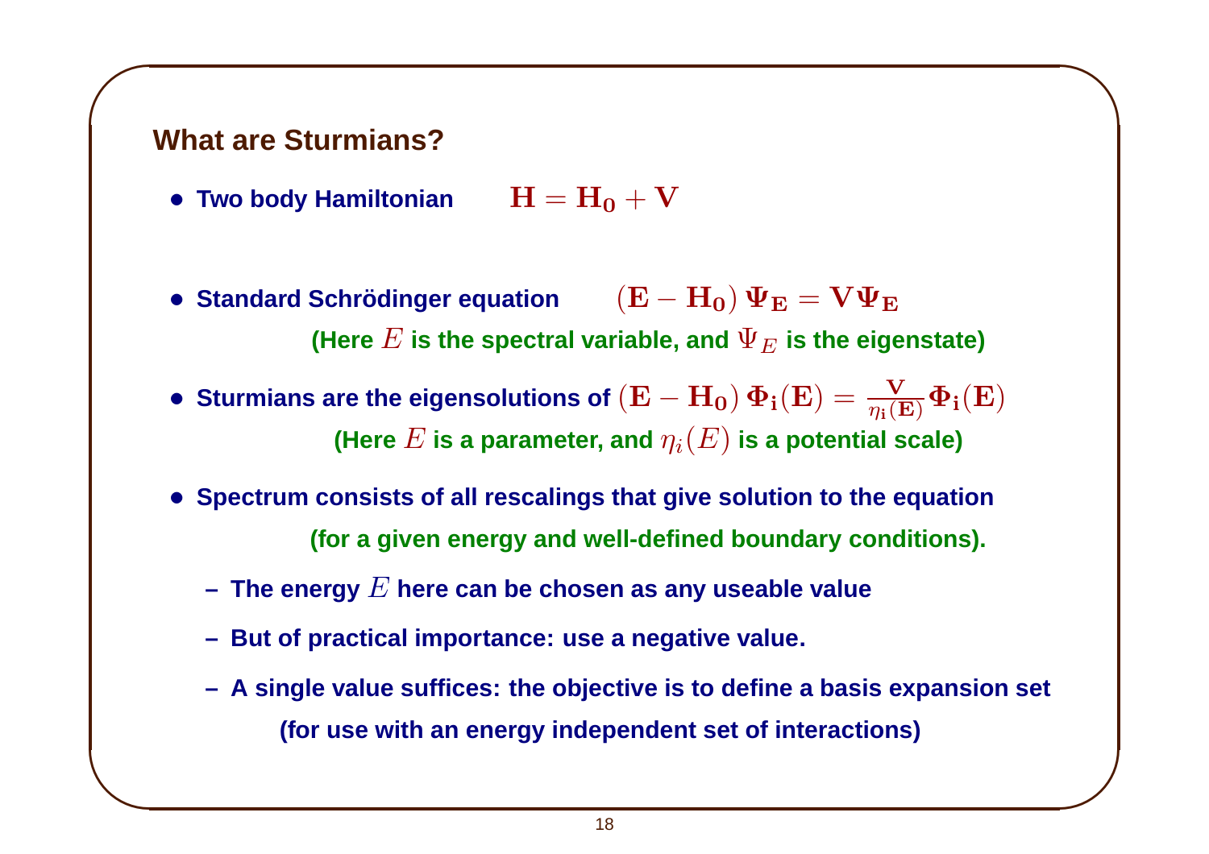## What are Sturmians?

- **Two body Hamiltonian** $\mathbf{H = H_0 + V}$
- **Standard Schrödinger equation** $\mathbf{(E - H_0)\,\Psi_E = V\Psi_E}$

  **(Here $E$ is the spectral variable, and $\Psi_E$ is the eigenstate)**
- **Sturmians are the eigensolutions of** $\mathbf{(E - H_0)\,\Phi_i(E) = \frac{V}{\eta_i(E)}\Phi_i(E)}$

  **(Here $E$ is a parameter, and $\eta_i(E)$ is a potential scale)**
- **Spectrum consists of all rescalings that give solution to the equation**

  **(for a given energy and well-defined boundary conditions).**
  - **The energy $E$ here can be chosen as any useable value**
  - **But of practical importance: use a negative value.**
  - **A single value suffices: the objective is to define a basis expansion set**

    **(for use with an energy independent set of interactions)**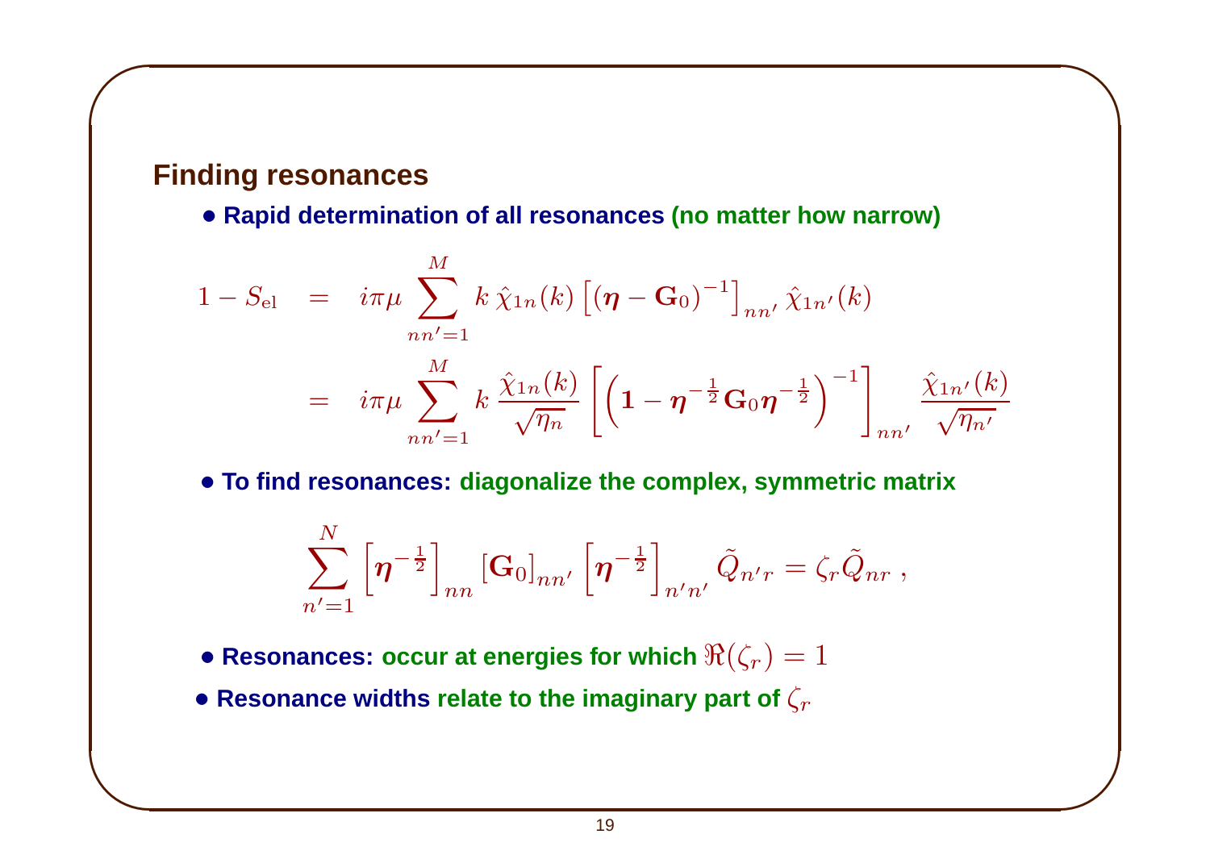## Finding resonances

- **Rapid determination of all resonances (no matter how narrow)**

$$
\begin{aligned}
1 - S_{\mathrm{el}} &= i\pi\mu \sum_{nn'=1}^{M} k\, \hat{\chi}_{1n}(k) \left[ (\boldsymbol{\eta} - \mathbf{G}_0)^{-1} \right]_{nn'} \hat{\chi}_{1n'}(k) \\
&= i\pi\mu \sum_{nn'=1}^{M} k\, \frac{\hat{\chi}_{1n}(k)}{\sqrt{\eta_n}} \left[ \left( \mathbf{1} - \boldsymbol{\eta}^{-\frac{1}{2}} \mathbf{G}_0 \boldsymbol{\eta}^{-\frac{1}{2}} \right)^{-1} \right]_{nn'} \frac{\hat{\chi}_{1n'}(k)}{\sqrt{\eta_{n'}}}
\end{aligned}
$$

- **To find resonances: diagonalize the complex, symmetric matrix**

$$
\sum_{n'=1}^{N} \left[ \boldsymbol{\eta}^{-\frac{1}{2}} \right]_{nn} \left[ \mathbf{G}_0 \right]_{nn'} \left[ \boldsymbol{\eta}^{-\frac{1}{2}} \right]_{n'n'} \tilde{Q}_{n'r} = \zeta_r \tilde{Q}_{nr} \, ,
$$

- **Resonances: occur at energies for which $\Re(\zeta_r) = 1$**
- **Resonance widths relate to the imaginary part of $\zeta_r$**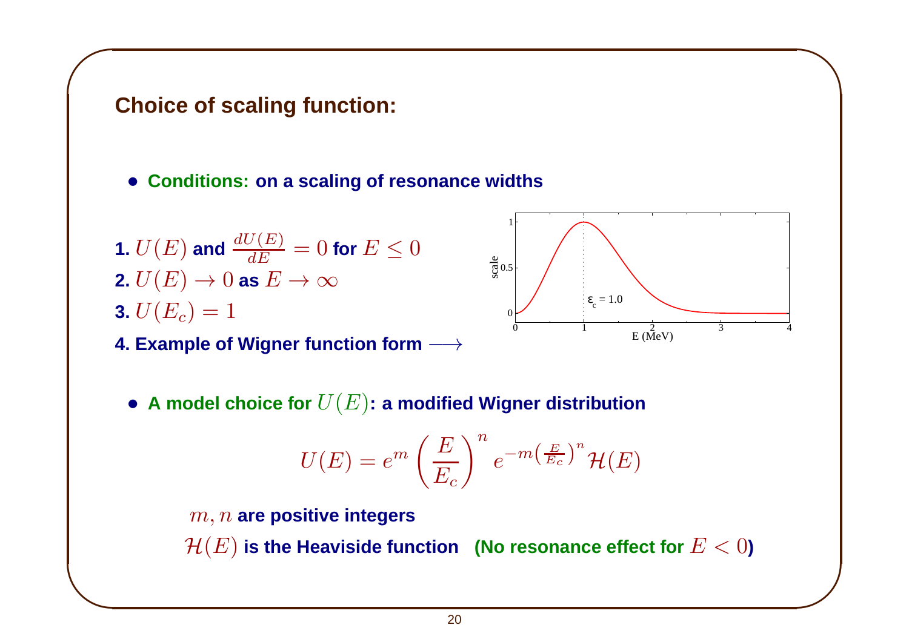## Choice of scaling function:

- **Conditions: on a scaling of resonance widths**

**1.** $U(E)$ **and** $\frac{dU(E)}{dE} = 0$ **for** $E \leq 0$

**2.** $U(E) \to 0$ **as** $E \to \infty$

**3.** $U(E_c) = 1$

**4. Example of Wigner function form** $\longrightarrow$

- **A model choice for** $U(E)$**: a modified Wigner distribution**

$$U(E) = e^m \left(\frac{E}{E_c}\right)^n e^{-m\left(\frac{E}{E_c}\right)^n} \mathcal{H}(E)$$

$m, n$ **are positive integers**

$\mathcal{H}(E)$ **is the Heaviside function (No resonance effect for** $E < 0$**)**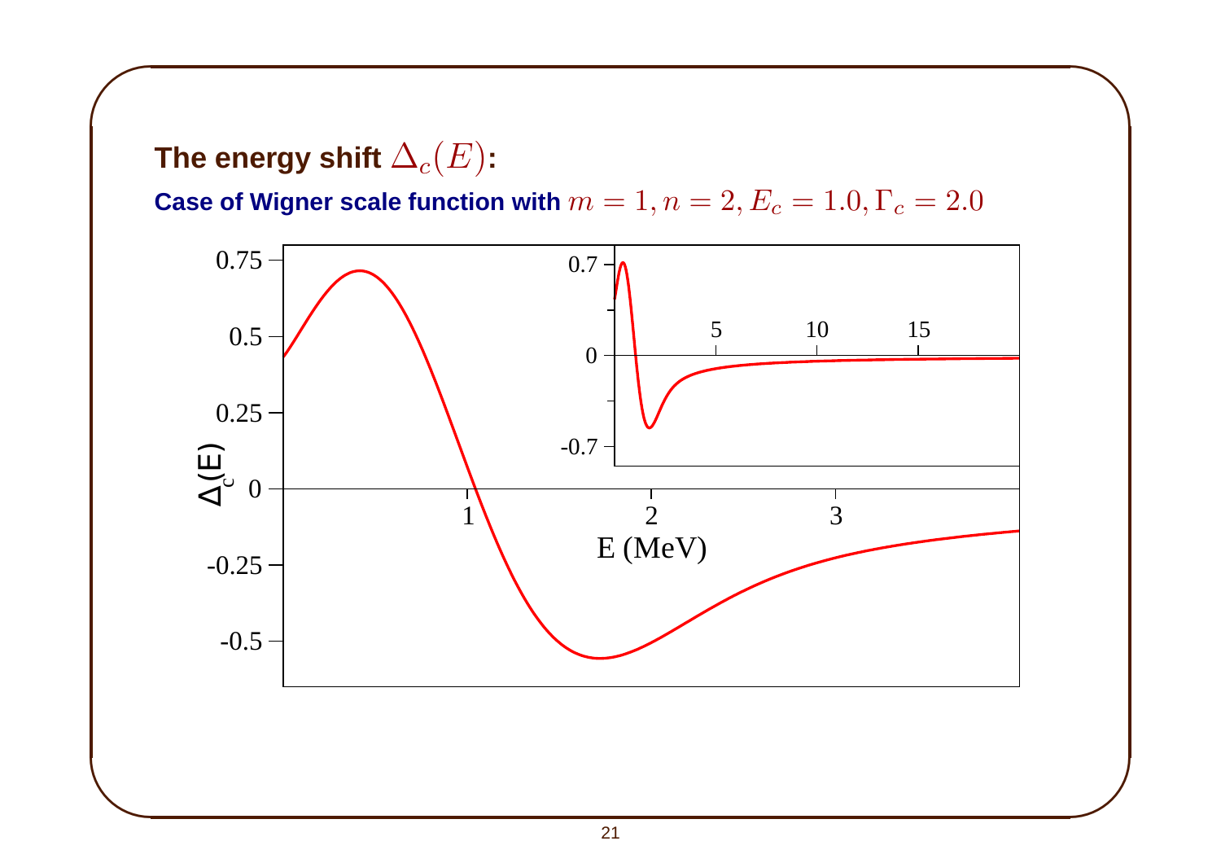## The energy shift $\Delta_c(E)$:

**Case of Wigner scale function with** $m = 1, n = 2, E_c = 1.0, \Gamma_c = 2.0$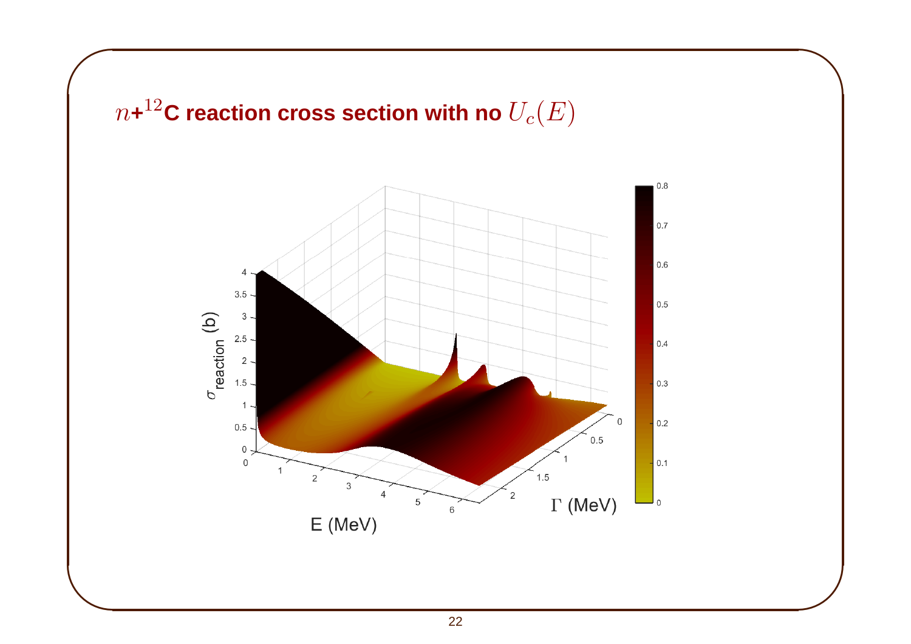## $n$+$^{12}$C reaction cross section with no $U_c(E)$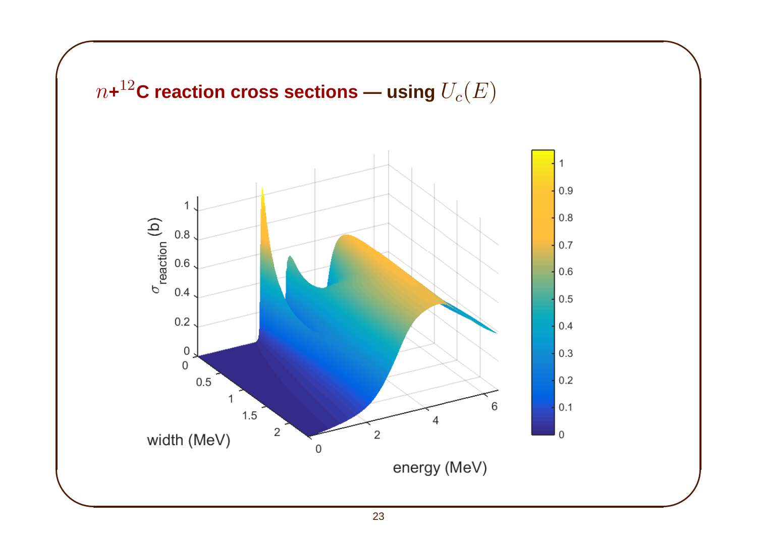## $n$+$^{12}$C reaction cross sections — using $U_c(E)$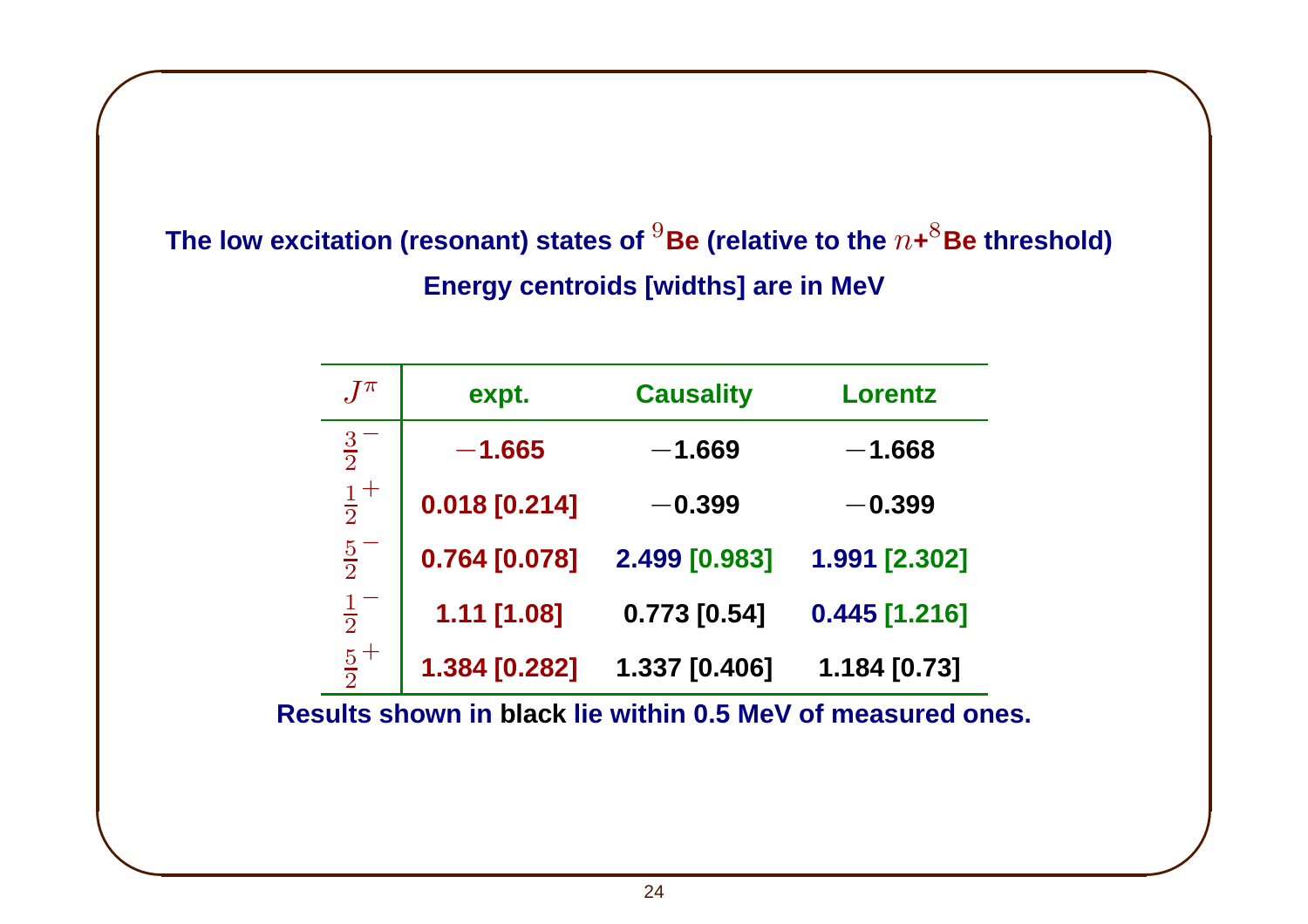**The low excitation (resonant) states of $^9$Be (relative to the $n$+$^8$Be threshold)**

**Energy centroids [widths] are in MeV**

| $J^\pi$ | expt. | Causality | Lorentz |
|---|---|---|---|
| $\frac{3}{2}^-$ | $-$1.665 | $-$1.669 | $-$1.668 |
| $\frac{1}{2}^+$ | 0.018 [0.214] | $-$0.399 | $-$0.399 |
| $\frac{5}{2}^-$ | 0.764 [0.078] | 2.499 [0.983] | 1.991 [2.302] |
| $\frac{1}{2}^-$ | 1.11 [1.08] | 0.773 [0.54] | 0.445 [1.216] |
| $\frac{5}{2}^+$ | 1.384 [0.282] | 1.337 [0.406] | 1.184 [0.73] |

**Results shown in black lie within 0.5 MeV of measured ones.**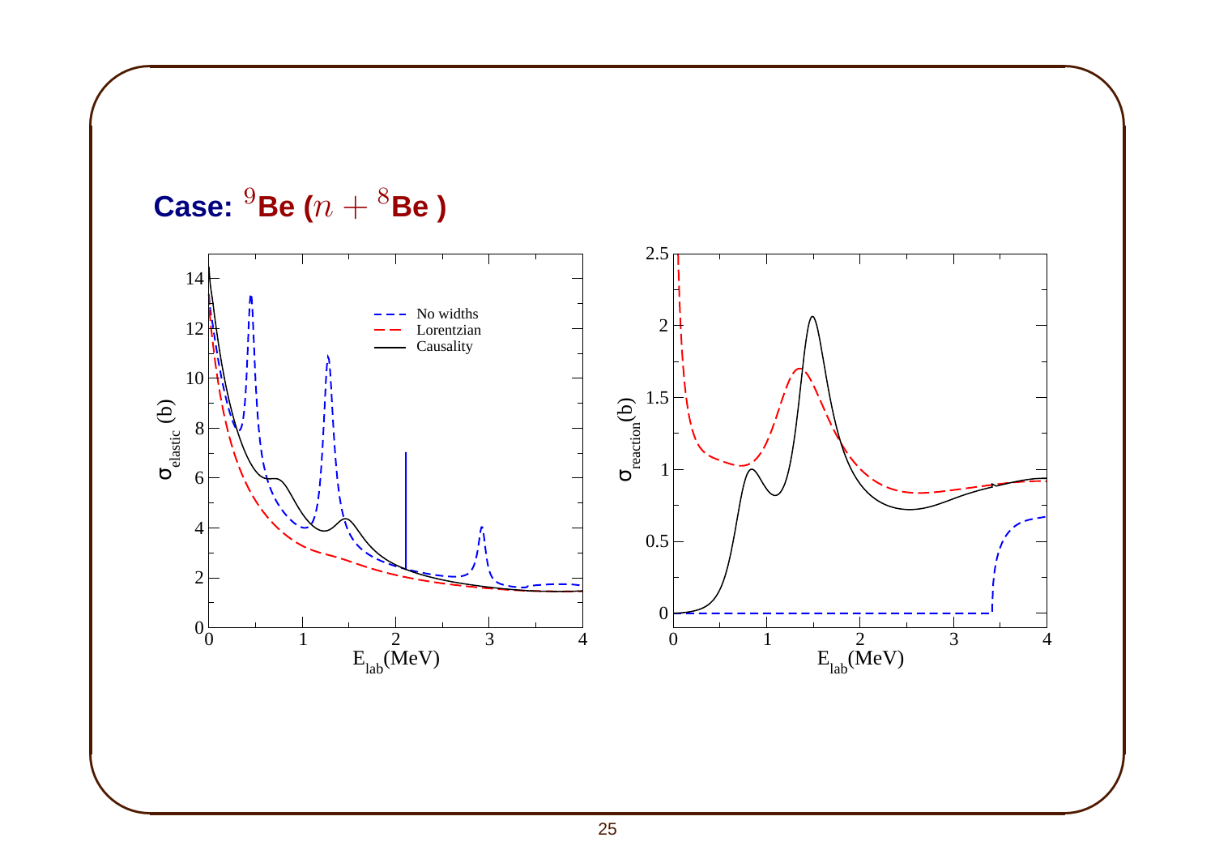## Case: $^{9}$Be ($n + {}^{8}$Be )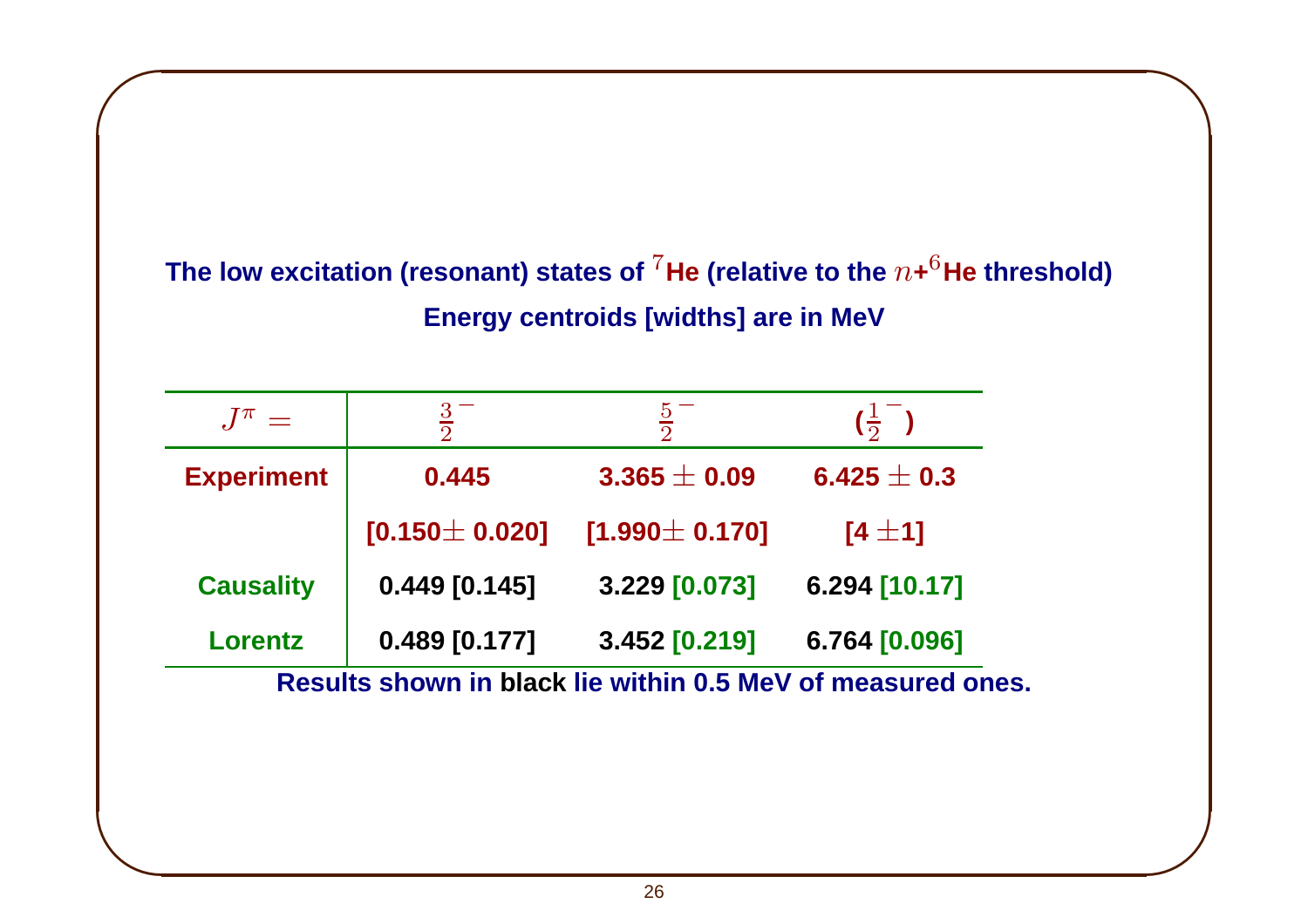**The low excitation (resonant) states of $^{7}$He (relative to the $n$+$^{6}$He threshold)**

**Energy centroids [widths] are in MeV**

| $J^\pi =$ | $\frac{3}{2}^-$ | $\frac{5}{2}^-$ | ($\frac{1}{2}^-$) |
|---|---|---|---|
| **Experiment** | **0.445** | **3.365 $\pm$ 0.09** | **6.425 $\pm$ 0.3** |
| | **[0.150$\pm$ 0.020]** | **[1.990$\pm$ 0.170]** | **[4 $\pm$1]** |
| **Causality** | **0.449 [0.145]** | **3.229 [0.073]** | **6.294 [10.17]** |
| **Lorentz** | **0.489 [0.177]** | **3.452 [0.219]** | **6.764 [0.096]** |

**Results shown in black lie within 0.5 MeV of measured ones.**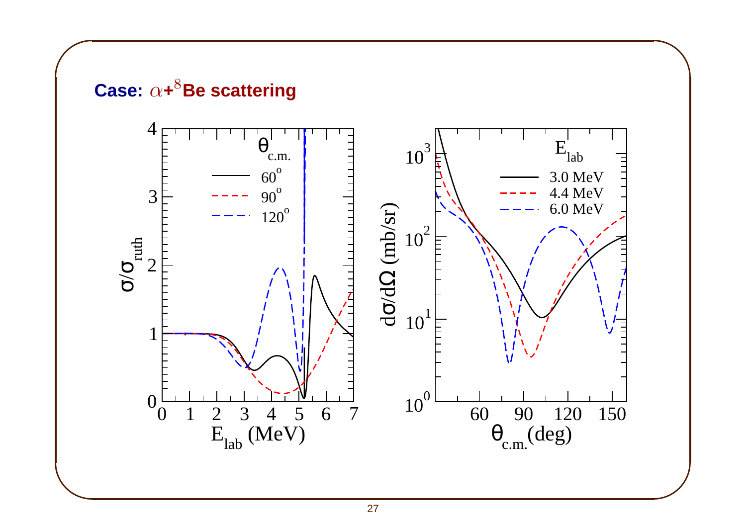**Case: $\alpha$+$^8$Be scattering**

$\theta_{c.m.}$
60°
90°
120°

$\sigma/\sigma_{ruth}$

$E_{lab}$ (MeV)

0 1 2 3 4 5 6 7

0 1 2 3 4

$E_{lab}$
3.0 MeV
4.4 MeV
6.0 MeV

$d\sigma/d\Omega$ (mb/sr)

$\theta_{c.m.}$(deg)

60 90 120 150

$10^0$ $10^1$ $10^2$ $10^3$